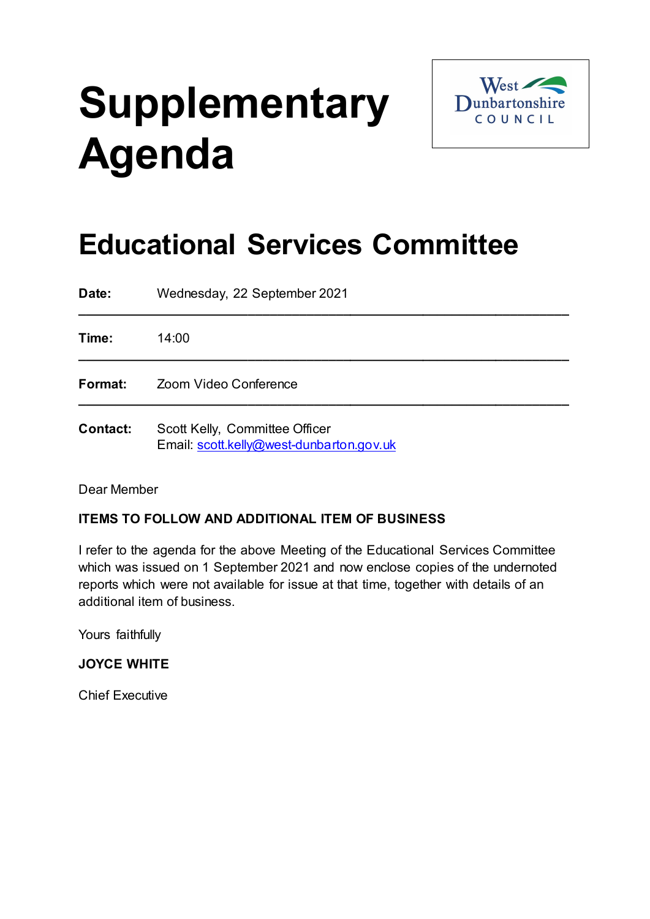# Supplementary Agenda

West Dunbartonshire COUNCIL

## Educational Services Committee

| | |
|---|---|
| **Date:** | Wednesday, 22 September 2021 |
| **Time:** | 14:00 |
| **Format:** | Zoom Video Conference |
| **Contact:** | Scott Kelly, Committee Officer<br>Email: scott.kelly@west-dunbarton.gov.uk |

Dear Member

**ITEMS TO FOLLOW AND ADDITIONAL ITEM OF BUSINESS**

I refer to the agenda for the above Meeting of the Educational Services Committee which was issued on 1 September 2021 and now enclose copies of the undernoted reports which were not available for issue at that time, together with details of an additional item of business.

Yours faithfully

**JOYCE WHITE**

Chief Executive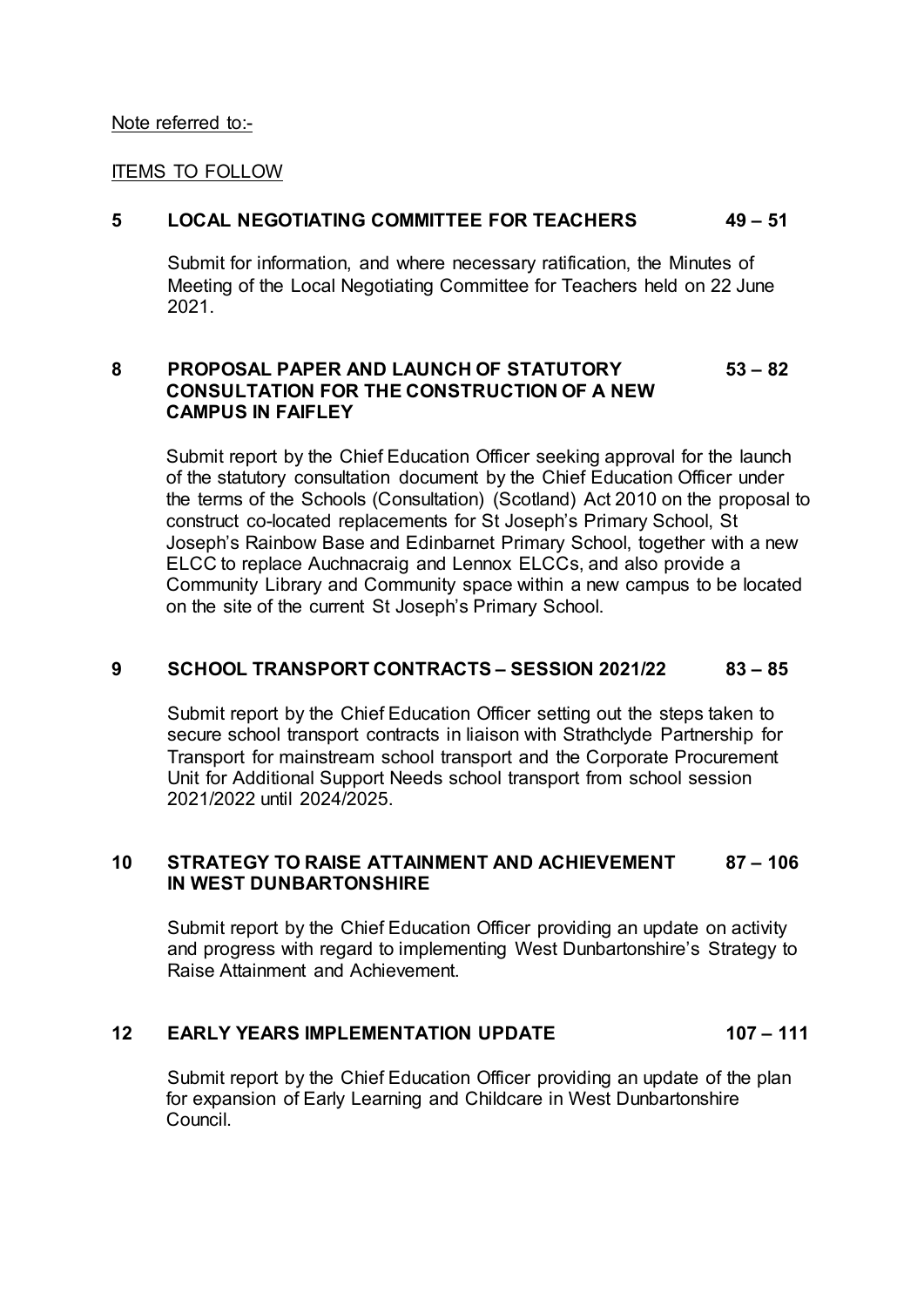Note referred to:-

ITEMS TO FOLLOW

**5 LOCAL NEGOTIATING COMMITTEE FOR TEACHERS 49 – 51**

Submit for information, and where necessary ratification, the Minutes of Meeting of the Local Negotiating Committee for Teachers held on 22 June 2021.

**8 PROPOSAL PAPER AND LAUNCH OF STATUTORY CONSULTATION FOR THE CONSTRUCTION OF A NEW CAMPUS IN FAIFLEY 53 – 82**

Submit report by the Chief Education Officer seeking approval for the launch of the statutory consultation document by the Chief Education Officer under the terms of the Schools (Consultation) (Scotland) Act 2010 on the proposal to construct co-located replacements for St Joseph's Primary School, St Joseph's Rainbow Base and Edinbarnet Primary School, together with a new ELCC to replace Auchnacraig and Lennox ELCCs, and also provide a Community Library and Community space within a new campus to be located on the site of the current St Joseph's Primary School.

**9 SCHOOL TRANSPORT CONTRACTS – SESSION 2021/22 83 – 85**

Submit report by the Chief Education Officer setting out the steps taken to secure school transport contracts in liaison with Strathclyde Partnership for Transport for mainstream school transport and the Corporate Procurement Unit for Additional Support Needs school transport from school session 2021/2022 until 2024/2025.

**10 STRATEGY TO RAISE ATTAINMENT AND ACHIEVEMENT IN WEST DUNBARTONSHIRE 87 – 106**

Submit report by the Chief Education Officer providing an update on activity and progress with regard to implementing West Dunbartonshire's Strategy to Raise Attainment and Achievement.

**12 EARLY YEARS IMPLEMENTATION UPDATE 107 – 111**

Submit report by the Chief Education Officer providing an update of the plan for expansion of Early Learning and Childcare in West Dunbartonshire Council.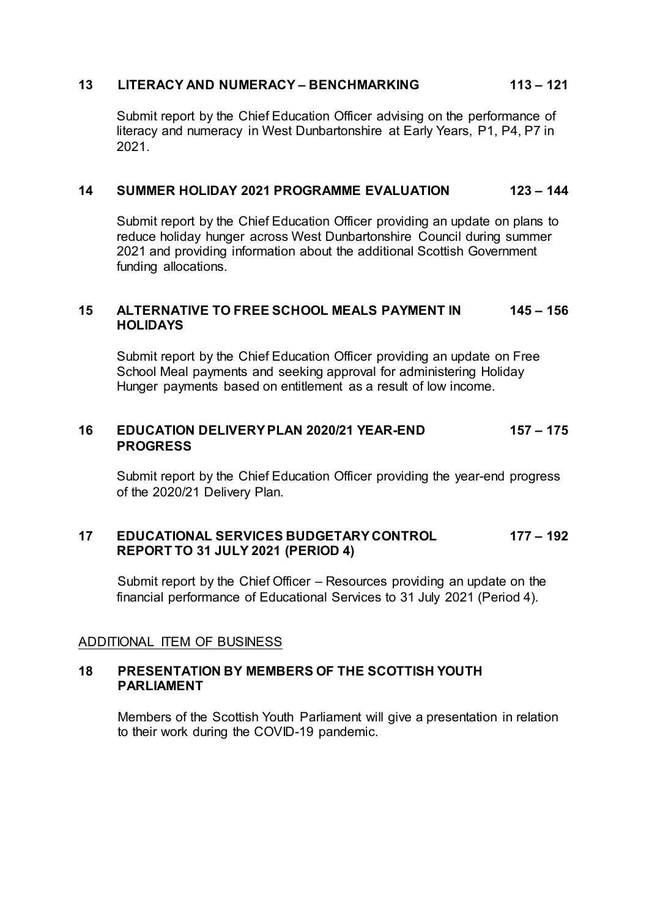**13 LITERACY AND NUMERACY – BENCHMARKING 113 – 121**

Submit report by the Chief Education Officer advising on the performance of literacy and numeracy in West Dunbartonshire at Early Years, P1, P4, P7 in 2021.

**14 SUMMER HOLIDAY 2021 PROGRAMME EVALUATION 123 – 144**

Submit report by the Chief Education Officer providing an update on plans to reduce holiday hunger across West Dunbartonshire Council during summer 2021 and providing information about the additional Scottish Government funding allocations.

**15 ALTERNATIVE TO FREE SCHOOL MEALS PAYMENT IN HOLIDAYS 145 – 156**

Submit report by the Chief Education Officer providing an update on Free School Meal payments and seeking approval for administering Holiday Hunger payments based on entitlement as a result of low income.

**16 EDUCATION DELIVERY PLAN 2020/21 YEAR-END PROGRESS 157 – 175**

Submit report by the Chief Education Officer providing the year-end progress of the 2020/21 Delivery Plan.

**17 EDUCATIONAL SERVICES BUDGETARY CONTROL REPORT TO 31 JULY 2021 (PERIOD 4) 177 – 192**

Submit report by the Chief Officer – Resources providing an update on the financial performance of Educational Services to 31 July 2021 (Period 4).

ADDITIONAL ITEM OF BUSINESS

**18 PRESENTATION BY MEMBERS OF THE SCOTTISH YOUTH PARLIAMENT**

Members of the Scottish Youth Parliament will give a presentation in relation to their work during the COVID-19 pandemic.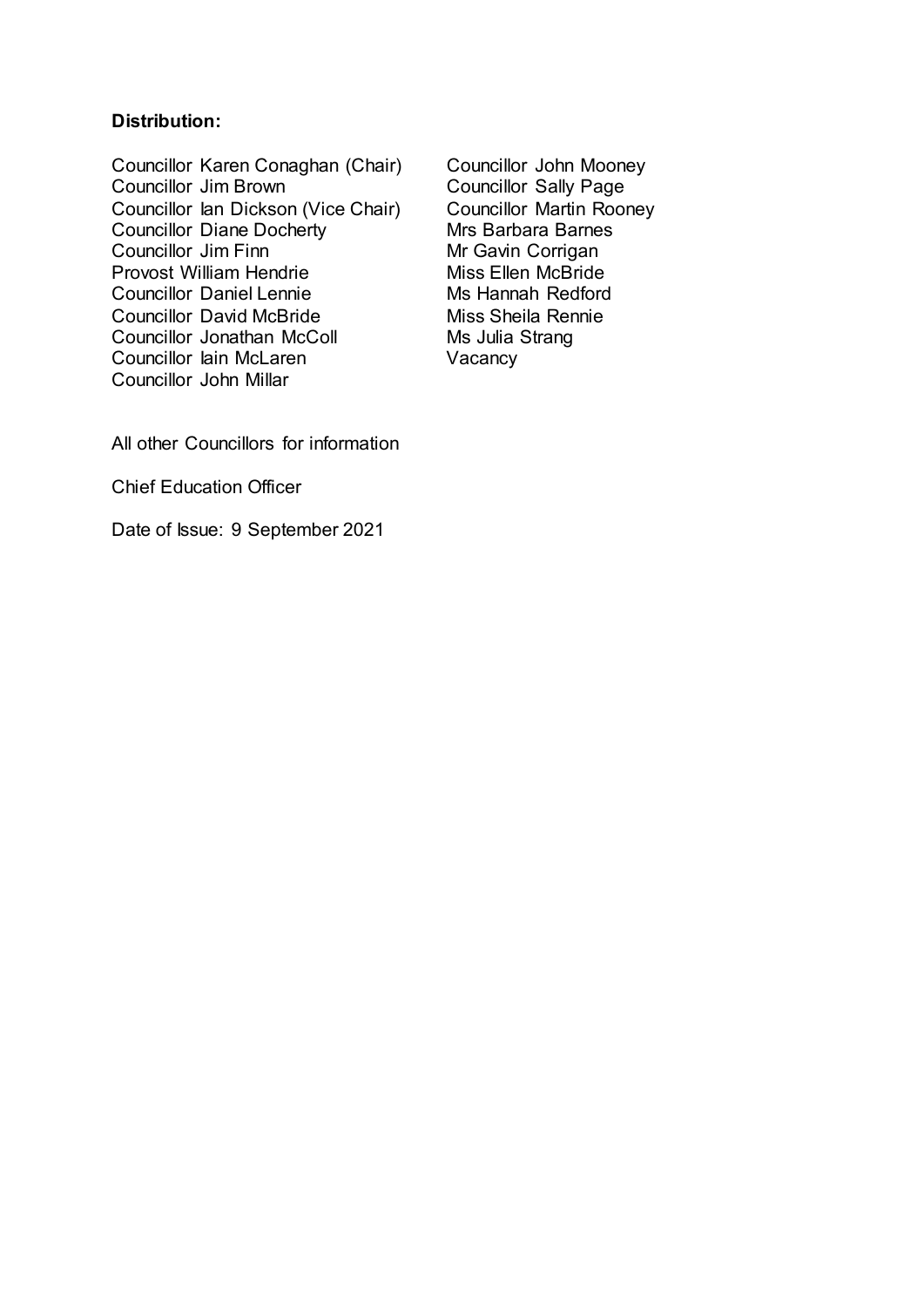**Distribution:**

Councillor Karen Conaghan (Chair)
Councillor Jim Brown
Councillor Ian Dickson (Vice Chair)
Councillor Diane Docherty
Councillor Jim Finn
Provost William Hendrie
Councillor Daniel Lennie
Councillor David McBride
Councillor Jonathan McColl
Councillor Iain McLaren
Councillor John Millar
Councillor John Mooney
Councillor Sally Page
Councillor Martin Rooney
Mrs Barbara Barnes
Mr Gavin Corrigan
Miss Ellen McBride
Ms Hannah Redford
Miss Sheila Rennie
Ms Julia Strang
Vacancy

All other Councillors for information

Chief Education Officer

Date of Issue: 9 September 2021